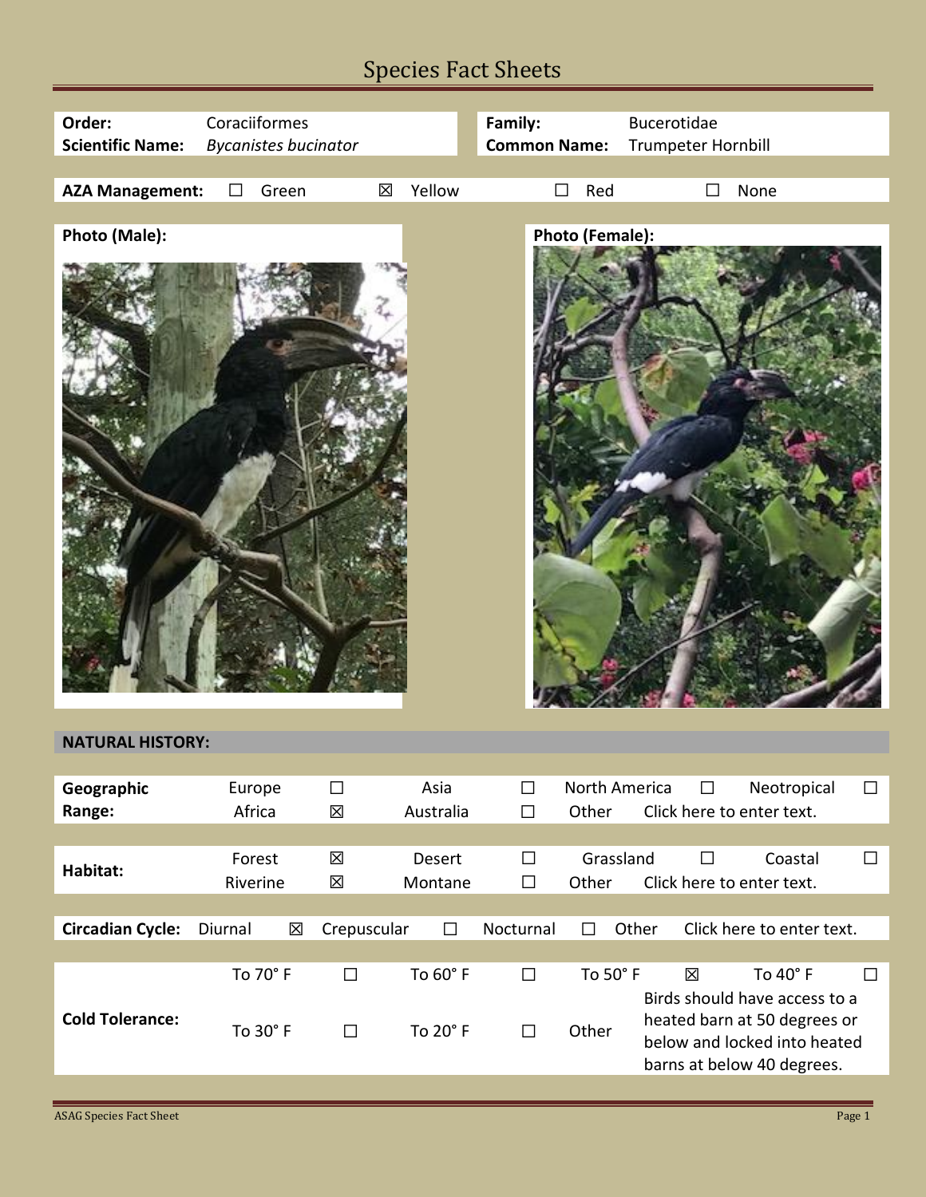# Species Fact Sheets

| | | | |
|---|---|---|---|
| **Order:** | Coraciiformes | **Family:** | Bucerotidae |
| **Scientific Name:** | *Bycanistes bucinator* | **Common Name:** | Trumpeter Hornbill |

| **AZA Management:** | ☐ Green | ☒ Yellow | ☐ Red | ☐ None |
|---|---|---|---|---|

**Photo (Male):**

**Photo (Female):**

## NATURAL HISTORY:

| **Geographic Range:** | | | | | | | |
|---|---|---|---|---|---|---|---|
| Europe | ☐ | Asia | ☐ | North America | ☐ | Neotropical | ☐ |
| Africa | ☒ | Australia | ☐ | Other | Click here to enter text. | | |

| **Habitat:** | | | | | | | |
|---|---|---|---|---|---|---|---|
| Forest | ☒ | Desert | ☐ | Grassland | ☐ | Coastal | ☐ |
| Riverine | ☒ | Montane | ☐ | Other | Click here to enter text. | | |

| **Circadian Cycle:** | Diurnal | ☒ | Crepuscular | ☐ | Nocturnal | ☐ | Other | Click here to enter text. |
|---|---|---|---|---|---|---|---|---|

| **Cold Tolerance:** | | | | | | | |
|---|---|---|---|---|---|---|---|
| To 70° F | ☐ | To 60° F | ☐ | To 50° F | ☒ | To 40° F | ☐ |
| To 30° F | ☐ | To 20° F | ☐ | Other | Birds should have access to a heated barn at 50 degrees or below and locked into heated barns at below 40 degrees. | | |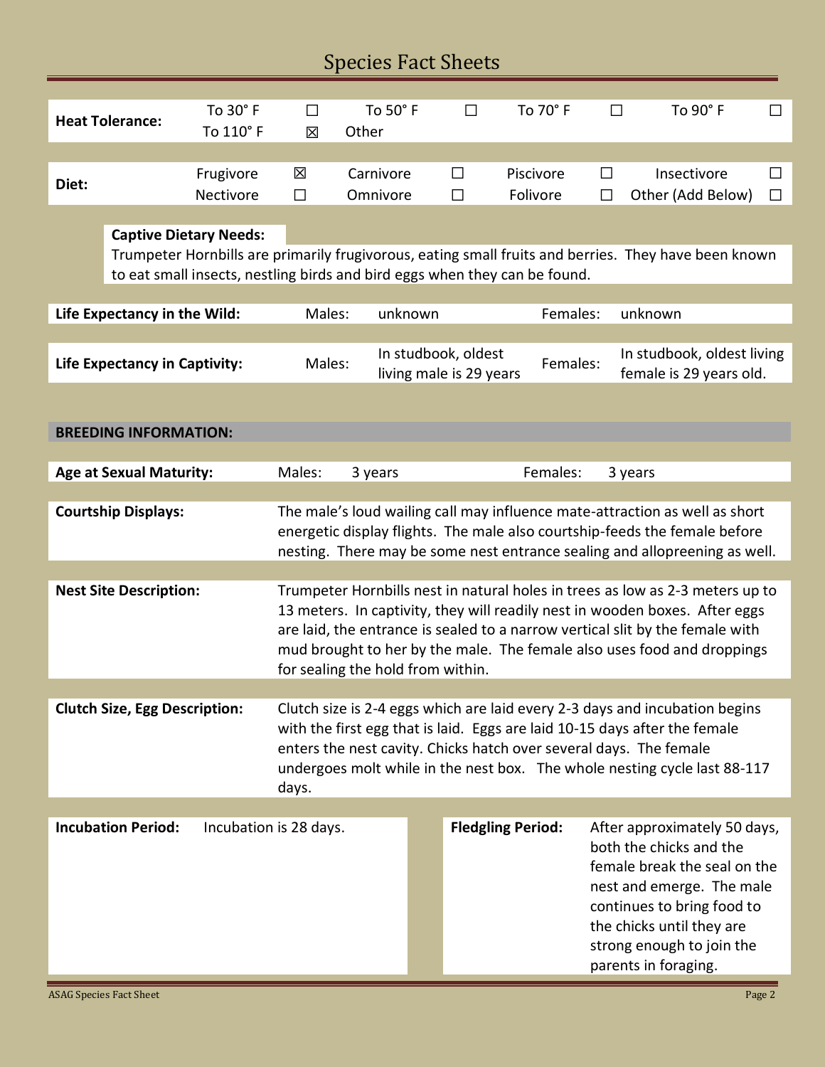# Species Fact Sheets

| **Heat Tolerance:** | To 30° F | ☐ | To 50° F | ☐ | To 70° F | ☐ | To 90° F | ☐ |
|---|---|---|---|---|---|---|---|---|
| | To 110° F | ☒ | Other | | | | | |

| **Diet:** | Frugivore | ☒ | Carnivore | ☐ | Piscivore | ☐ | Insectivore | ☐ |
|---|---|---|---|---|---|---|---|---|
| | Nectivore | ☐ | Omnivore | ☐ | Folivore | ☐ | Other (Add Below) | ☐ |

**Captive Dietary Needs:**

Trumpeter Hornbills are primarily frugivorous, eating small fruits and berries. They have been known to eat small insects, nestling birds and bird eggs when they can be found.

| **Life Expectancy in the Wild:** | Males: | unknown | Females: | unknown |
|---|---|---|---|---|
| **Life Expectancy in Captivity:** | Males: | In studbook, oldest living male is 29 years | Females: | In studbook, oldest living female is 29 years old. |

## BREEDING INFORMATION:

| **Age at Sexual Maturity:** | Males: | 3 years | Females: | 3 years |
|---|---|---|---|---|

**Courtship Displays:** The male's loud wailing call may influence mate-attraction as well as short energetic display flights. The male also courtship-feeds the female before nesting. There may be some nest entrance sealing and allopreening as well.

**Nest Site Description:** Trumpeter Hornbills nest in natural holes in trees as low as 2-3 meters up to 13 meters. In captivity, they will readily nest in wooden boxes. After eggs are laid, the entrance is sealed to a narrow vertical slit by the female with mud brought to her by the male. The female also uses food and droppings for sealing the hold from within.

**Clutch Size, Egg Description:** Clutch size is 2-4 eggs which are laid every 2-3 days and incubation begins with the first egg that is laid. Eggs are laid 10-15 days after the female enters the nest cavity. Chicks hatch over several days. The female undergoes molt while in the nest box. The whole nesting cycle last 88-117 days.

**Incubation Period:** Incubation is 28 days.

**Fledgling Period:** After approximately 50 days, both the chicks and the female break the seal on the nest and emerge. The male continues to bring food to the chicks until they are strong enough to join the parents in foraging.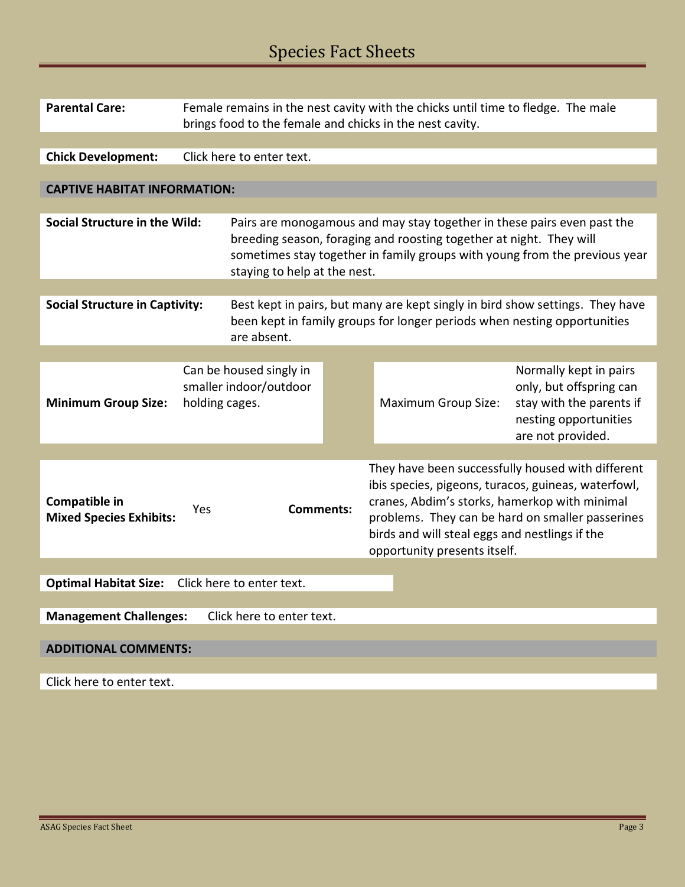# Species Fact Sheets

**Parental Care:** Female remains in the nest cavity with the chicks until time to fledge. The male brings food to the female and chicks in the nest cavity.

**Chick Development:** Click here to enter text.

## CAPTIVE HABITAT INFORMATION:

**Social Structure in the Wild:** Pairs are monogamous and may stay together in these pairs even past the breeding season, foraging and roosting together at night. They will sometimes stay together in family groups with young from the previous year staying to help at the nest.

**Social Structure in Captivity:** Best kept in pairs, but many are kept singly in bird show settings. They have been kept in family groups for longer periods when nesting opportunities are absent.

| **Minimum Group Size:** | Can be housed singly in smaller indoor/outdoor holding cages. | Maximum Group Size: | Normally kept in pairs only, but offspring can stay with the parents if nesting opportunities are not provided. |
| --- | --- | --- | --- |

| **Compatible in Mixed Species Exhibits:** | Yes | **Comments:** | They have been successfully housed with different ibis species, pigeons, turacos, guineas, waterfowl, cranes, Abdim's storks, hamerkop with minimal problems. They can be hard on smaller passerines birds and will steal eggs and nestlings if the opportunity presents itself. |
| --- | --- | --- | --- |

**Optimal Habitat Size:** Click here to enter text.

**Management Challenges:** Click here to enter text.

## ADDITIONAL COMMENTS:

Click here to enter text.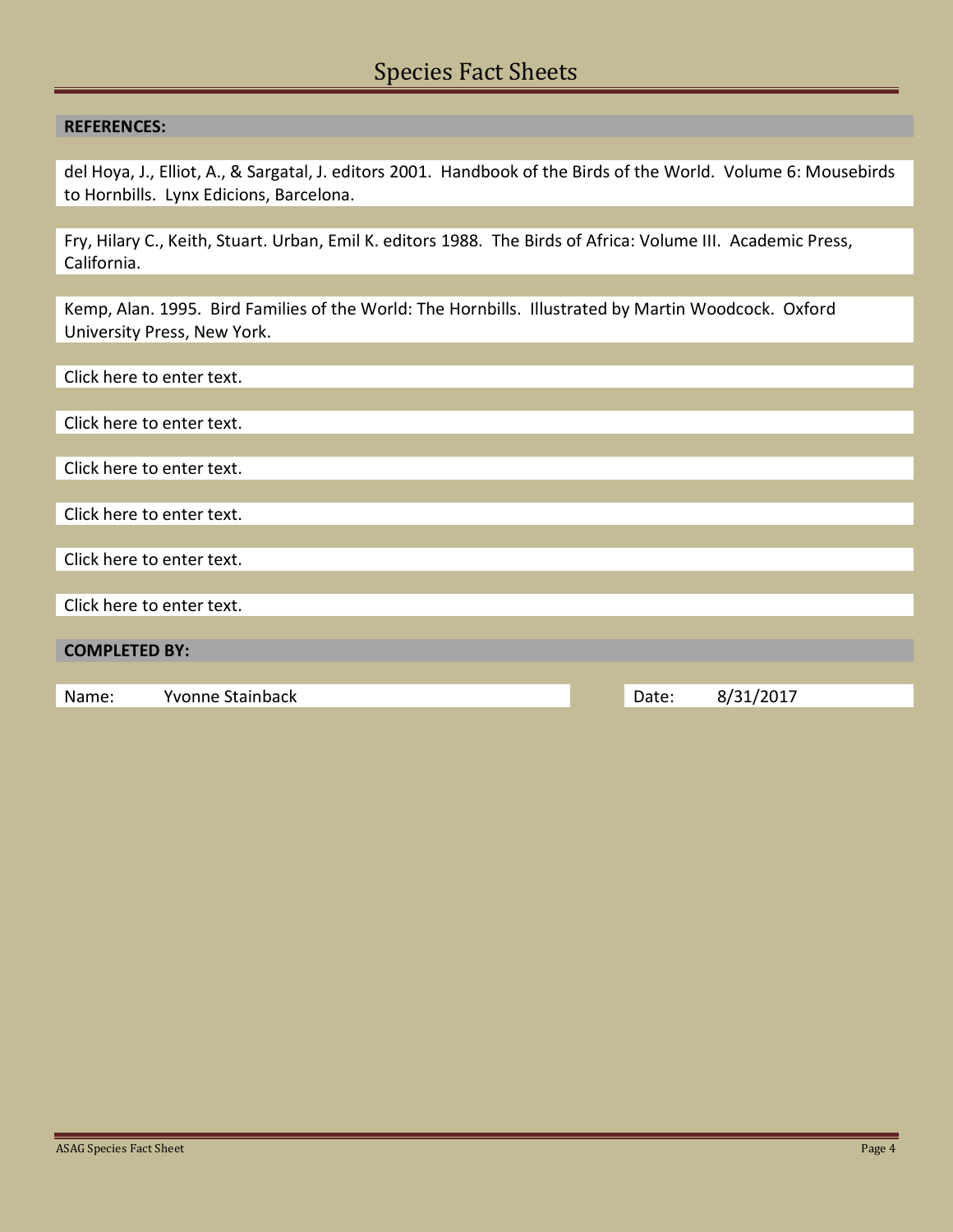## REFERENCES:

del Hoya, J., Elliot, A., & Sargatal, J. editors 2001. Handbook of the Birds of the World. Volume 6: Mousebirds to Hornbills. Lynx Edicions, Barcelona.

Fry, Hilary C., Keith, Stuart. Urban, Emil K. editors 1988. The Birds of Africa: Volume III. Academic Press, California.

Kemp, Alan. 1995. Bird Families of the World: The Hornbills. Illustrated by Martin Woodcock. Oxford University Press, New York.

Click here to enter text.

Click here to enter text.

Click here to enter text.

Click here to enter text.

Click here to enter text.

Click here to enter text.

## COMPLETED BY:

Name: Yvonne Stainback

Date: 8/31/2017